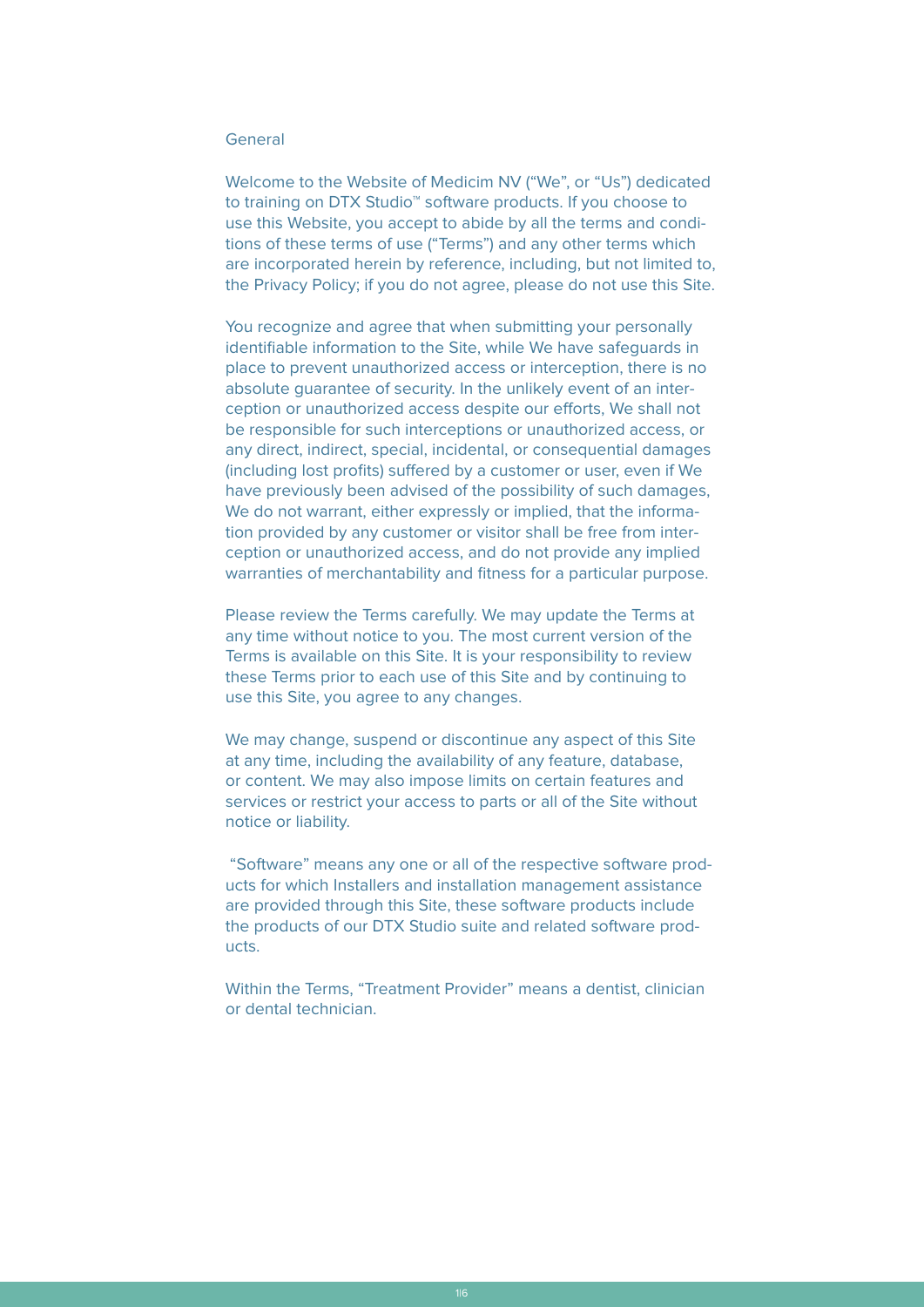## General

Welcome to the Website of Medicim NV ("We", or "Us") dedicated to training on DTX Studio™ software products. If you choose to use this Website, you accept to abide by all the terms and conditions of these terms of use ("Terms") and any other terms which are incorporated herein by reference, including, but not limited to, the Privacy Policy; if you do not agree, please do not use this Site.

You recognize and agree that when submitting your personally identifiable information to the Site, while We have safeguards in place to prevent unauthorized access or interception, there is no absolute guarantee of security. In the unlikely event of an interception or unauthorized access despite our efforts, We shall not be responsible for such interceptions or unauthorized access, or any direct, indirect, special, incidental, or consequential damages (including lost profits) suffered by a customer or user, even if We have previously been advised of the possibility of such damages, We do not warrant, either expressly or implied, that the information provided by any customer or visitor shall be free from interception or unauthorized access, and do not provide any implied warranties of merchantability and fitness for a particular purpose.

Please review the Terms carefully. We may update the Terms at any time without notice to you. The most current version of the Terms is available on this Site. It is your responsibility to review these Terms prior to each use of this Site and by continuing to use this Site, you agree to any changes.

We may change, suspend or discontinue any aspect of this Site at any time, including the availability of any feature, database, or content. We may also impose limits on certain features and services or restrict your access to parts or all of the Site without notice or liability.

"Software" means any one or all of the respective software products for which Installers and installation management assistance are provided through this Site, these software products include the products of our DTX Studio suite and related software products.

Within the Terms, "Treatment Provider" means a dentist, clinician or dental technician.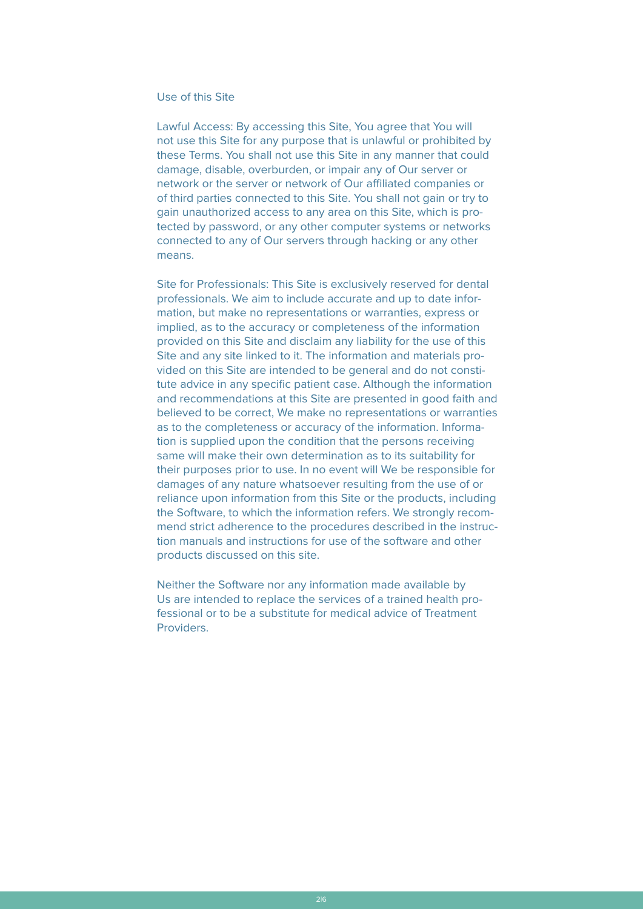## Use of this Site

Lawful Access: By accessing this Site, You agree that You will not use this Site for any purpose that is unlawful or prohibited by these Terms. You shall not use this Site in any manner that could damage, disable, overburden, or impair any of Our server or network or the server or network of Our affiliated companies or of third parties connected to this Site. You shall not gain or try to gain unauthorized access to any area on this Site, which is protected by password, or any other computer systems or networks connected to any of Our servers through hacking or any other means.

Site for Professionals: This Site is exclusively reserved for dental professionals. We aim to include accurate and up to date information, but make no representations or warranties, express or implied, as to the accuracy or completeness of the information provided on this Site and disclaim any liability for the use of this Site and any site linked to it. The information and materials provided on this Site are intended to be general and do not constitute advice in any specific patient case. Although the information and recommendations at this Site are presented in good faith and believed to be correct, We make no representations or warranties as to the completeness or accuracy of the information. Information is supplied upon the condition that the persons receiving same will make their own determination as to its suitability for their purposes prior to use. In no event will We be responsible for damages of any nature whatsoever resulting from the use of or reliance upon information from this Site or the products, including the Software, to which the information refers. We strongly recommend strict adherence to the procedures described in the instruction manuals and instructions for use of the software and other products discussed on this site.

Neither the Software nor any information made available by Us are intended to replace the services of a trained health professional or to be a substitute for medical advice of Treatment Providers.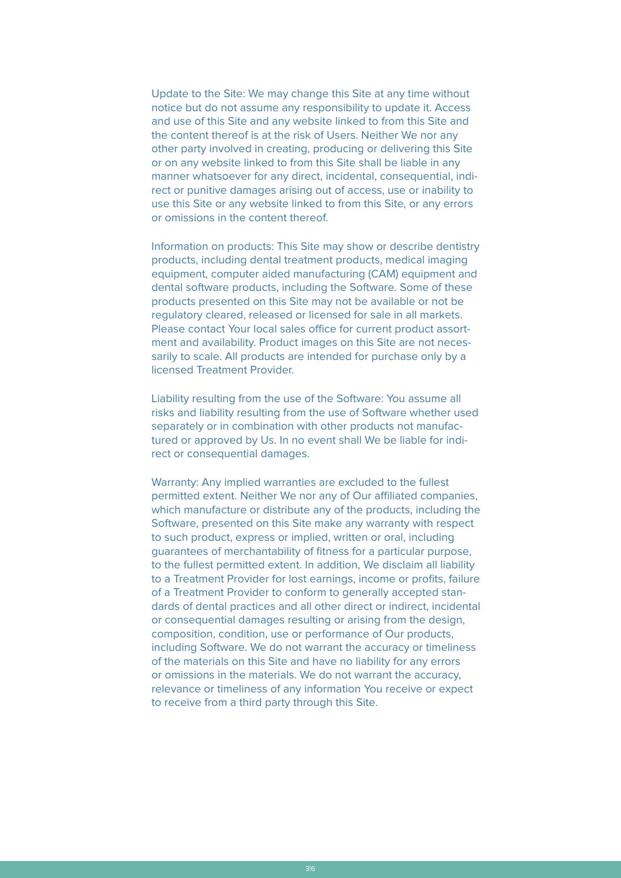Update to the Site: We may change this Site at any time without notice but do not assume any responsibility to update it. Access and use of this Site and any website linked to from this Site and the content thereof is at the risk of Users. Neither We nor any other party involved in creating, producing or delivering this Site or on any website linked to from this Site shall be liable in any manner whatsoever for any direct, incidental, consequential, indirect or punitive damages arising out of access, use or inability to use this Site or any website linked to from this Site, or any errors or omissions in the content thereof.

Information on products: This Site may show or describe dentistry products, including dental treatment products, medical imaging equipment, computer aided manufacturing (CAM) equipment and dental software products, including the Software. Some of these products presented on this Site may not be available or not be regulatory cleared, released or licensed for sale in all markets. Please contact Your local sales office for current product assortment and availability. Product images on this Site are not necessarily to scale. All products are intended for purchase only by a licensed Treatment Provider.

Liability resulting from the use of the Software: You assume all risks and liability resulting from the use of Software whether used separately or in combination with other products not manufactured or approved by Us. In no event shall We be liable for indirect or consequential damages.

Warranty: Any implied warranties are excluded to the fullest permitted extent. Neither We nor any of Our affiliated companies, which manufacture or distribute any of the products, including the Software, presented on this Site make any warranty with respect to such product, express or implied, written or oral, including guarantees of merchantability of fitness for a particular purpose, to the fullest permitted extent. In addition, We disclaim all liability to a Treatment Provider for lost earnings, income or profits, failure of a Treatment Provider to conform to generally accepted standards of dental practices and all other direct or indirect, incidental or consequential damages resulting or arising from the design, composition, condition, use or performance of Our products, including Software. We do not warrant the accuracy or timeliness of the materials on this Site and have no liability for any errors or omissions in the materials. We do not warrant the accuracy, relevance or timeliness of any information You receive or expect to receive from a third party through this Site.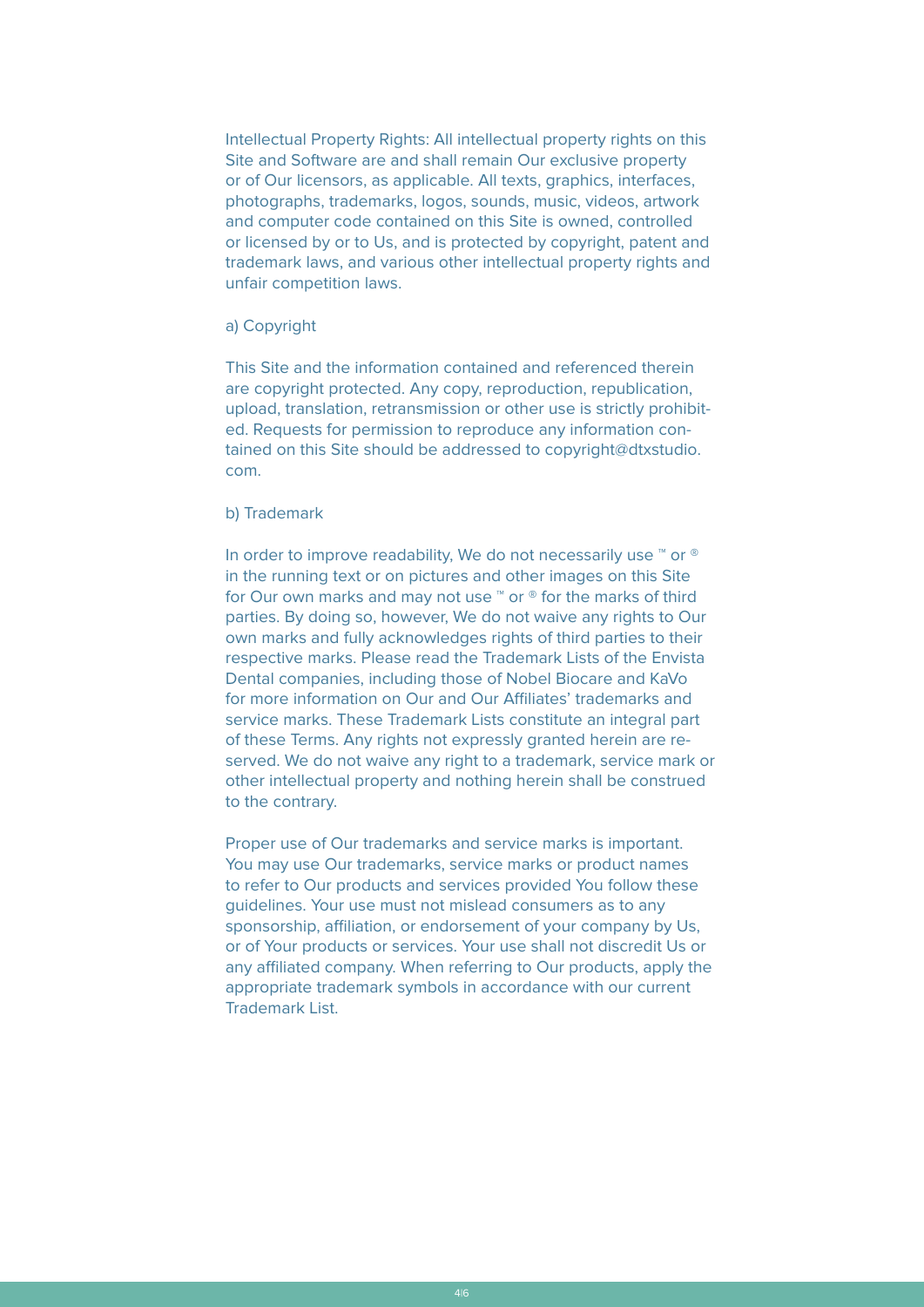Intellectual Property Rights: All intellectual property rights on this Site and Software are and shall remain Our exclusive property or of Our licensors, as applicable. All texts, graphics, interfaces, photographs, trademarks, logos, sounds, music, videos, artwork and computer code contained on this Site is owned, controlled or licensed by or to Us, and is protected by copyright, patent and trademark laws, and various other intellectual property rights and unfair competition laws.

a) Copyright

This Site and the information contained and referenced therein are copyright protected. Any copy, reproduction, republication, upload, translation, retransmission or other use is strictly prohibited. Requests for permission to reproduce any information contained on this Site should be addressed to copyright@dtxstudio.com.

b) Trademark

In order to improve readability, We do not necessarily use ™ or ® in the running text or on pictures and other images on this Site for Our own marks and may not use ™ or ® for the marks of third parties. By doing so, however, We do not waive any rights to Our own marks and fully acknowledges rights of third parties to their respective marks. Please read the Trademark Lists of the Envista Dental companies, including those of Nobel Biocare and KaVo for more information on Our and Our Affiliates' trademarks and service marks. These Trademark Lists constitute an integral part of these Terms. Any rights not expressly granted herein are reserved. We do not waive any right to a trademark, service mark or other intellectual property and nothing herein shall be construed to the contrary.

Proper use of Our trademarks and service marks is important. You may use Our trademarks, service marks or product names to refer to Our products and services provided You follow these guidelines. Your use must not mislead consumers as to any sponsorship, affiliation, or endorsement of your company by Us, or of Your products or services. Your use shall not discredit Us or any affiliated company. When referring to Our products, apply the appropriate trademark symbols in accordance with our current Trademark List.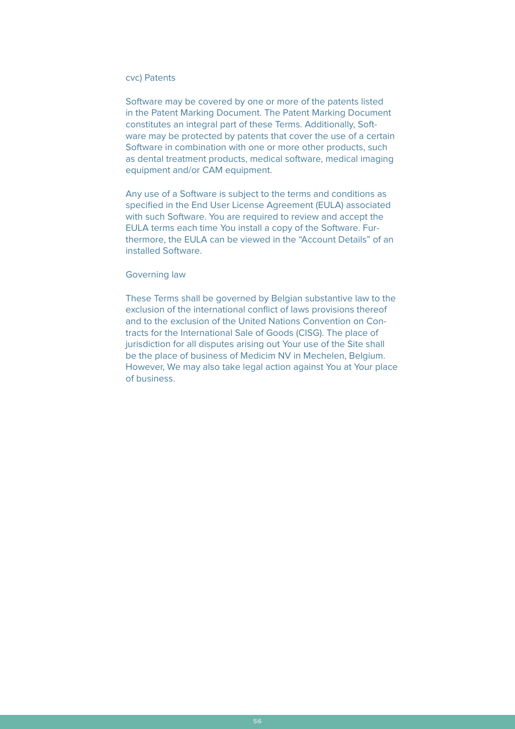cvc) Patents

Software may be covered by one or more of the patents listed in the Patent Marking Document. The Patent Marking Document constitutes an integral part of these Terms. Additionally, Software may be protected by patents that cover the use of a certain Software in combination with one or more other products, such as dental treatment products, medical software, medical imaging equipment and/or CAM equipment.

Any use of a Software is subject to the terms and conditions as specified in the End User License Agreement (EULA) associated with such Software. You are required to review and accept the EULA terms each time You install a copy of the Software. Furthermore, the EULA can be viewed in the "Account Details" of an installed Software.

Governing law

These Terms shall be governed by Belgian substantive law to the exclusion of the international conflict of laws provisions thereof and to the exclusion of the United Nations Convention on Contracts for the International Sale of Goods (CISG). The place of jurisdiction for all disputes arising out Your use of the Site shall be the place of business of Medicim NV in Mechelen, Belgium. However, We may also take legal action against You at Your place of business.